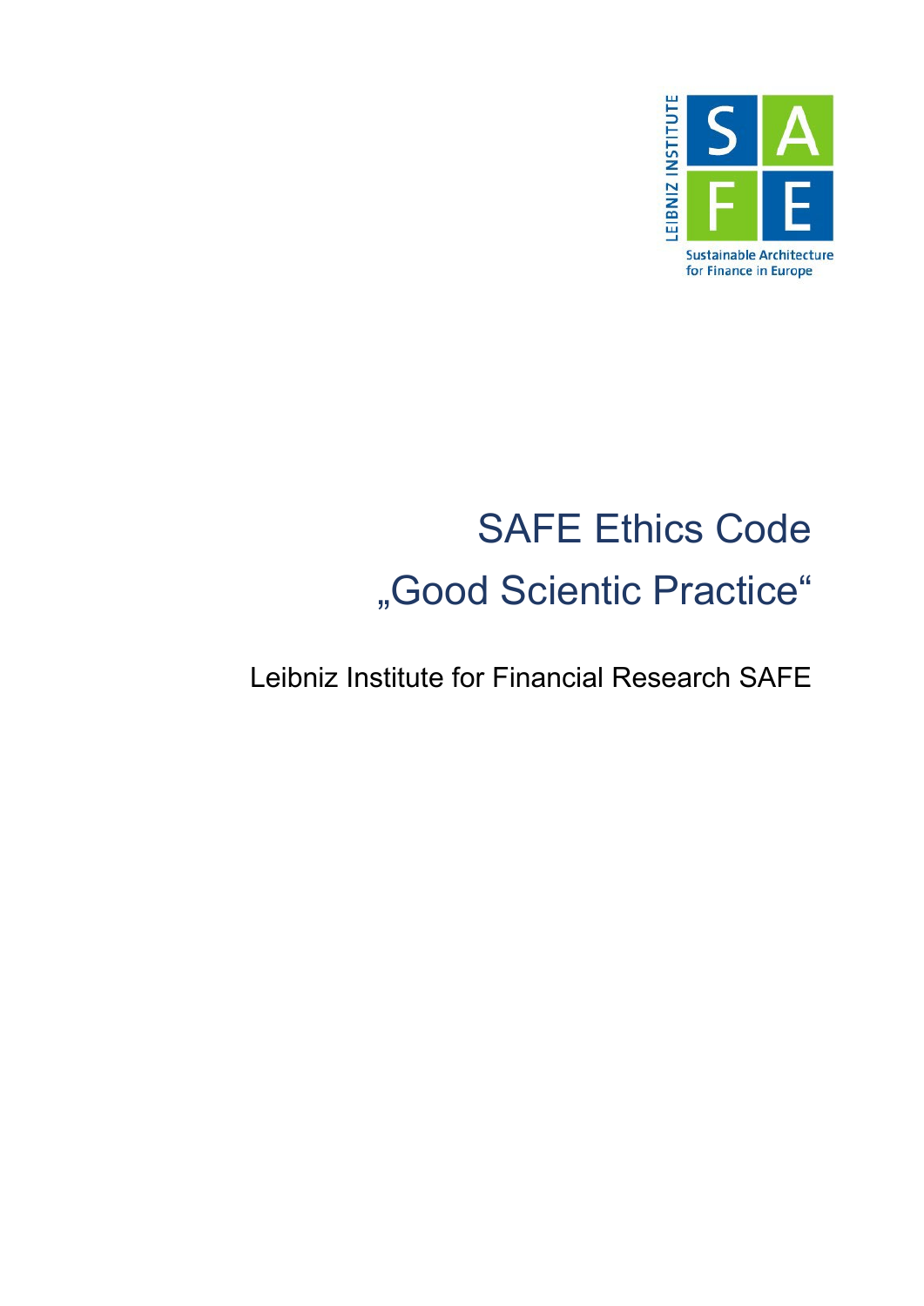LEIBNIZ INSTITUTE

SAFE

Sustainable Architecture for Finance in Europe

# SAFE Ethics Code „Good Scientic Practice"

Leibniz Institute for Financial Research SAFE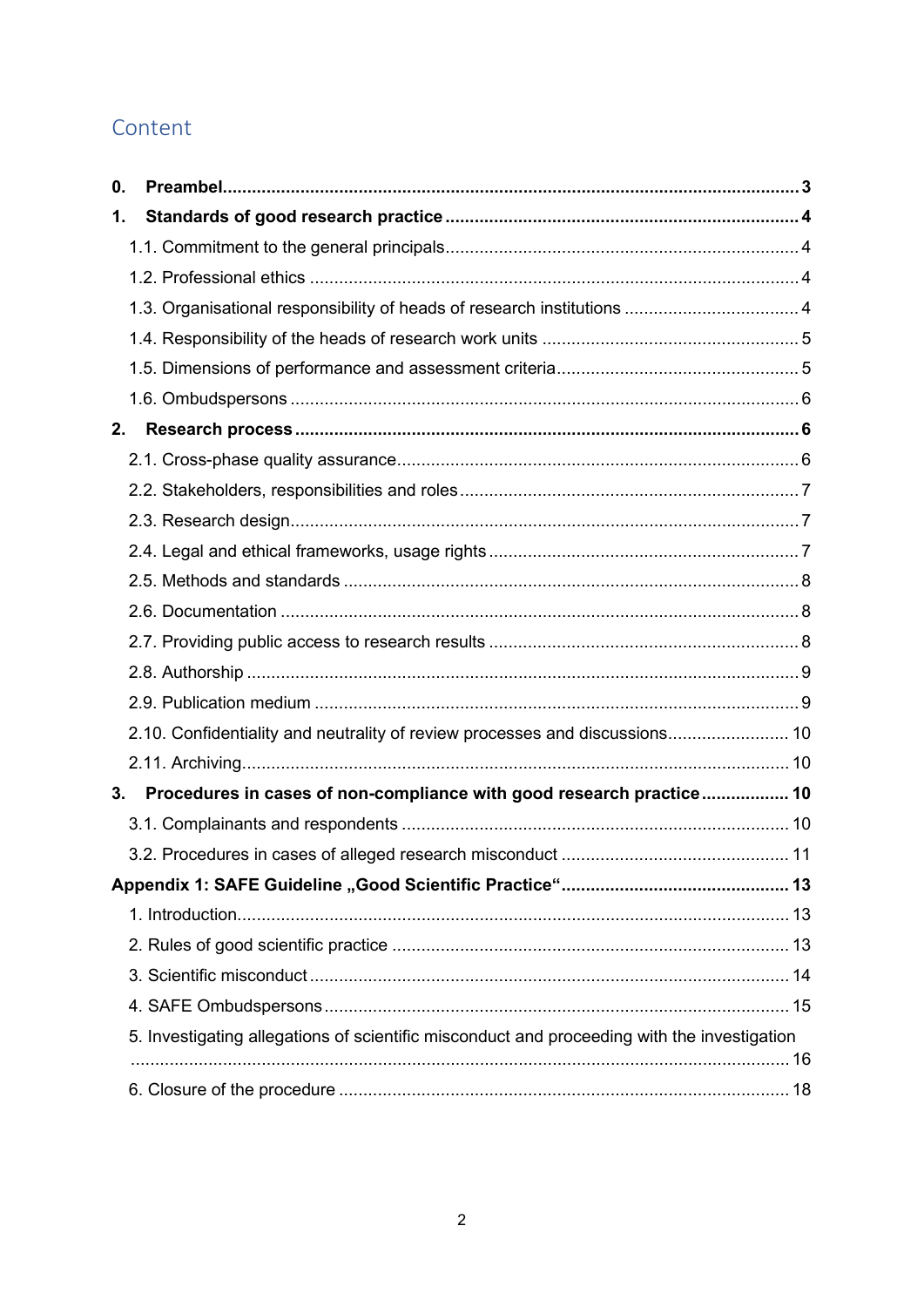# Content

**0. Preambel** 3

**1. Standards of good research practice** 4

1.1. Commitment to the general principals 4

1.2. Professional ethics 4

1.3. Organisational responsibility of heads of research institutions 4

1.4. Responsibility of the heads of research work units 5

1.5. Dimensions of performance and assessment criteria 5

1.6. Ombudspersons 6

**2. Research process** 6

2.1. Cross-phase quality assurance 6

2.2. Stakeholders, responsibilities and roles 7

2.3. Research design 7

2.4. Legal and ethical frameworks, usage rights 7

2.5. Methods and standards 8

2.6. Documentation 8

2.7. Providing public access to research results 8

2.8. Authorship 9

2.9. Publication medium 9

2.10. Confidentiality and neutrality of review processes and discussions 10

2.11. Archiving 10

**3. Procedures in cases of non-compliance with good research practice** 10

3.1. Complainants and respondents 10

3.2. Procedures in cases of alleged research misconduct 11

**Appendix 1: SAFE Guideline „Good Scientific Practice“** 13

1. Introduction 13

2. Rules of good scientific practice 13

3. Scientific misconduct 14

4. SAFE Ombudspersons 15

5. Investigating allegations of scientific misconduct and proceeding with the investigation 16

6. Closure of the procedure 18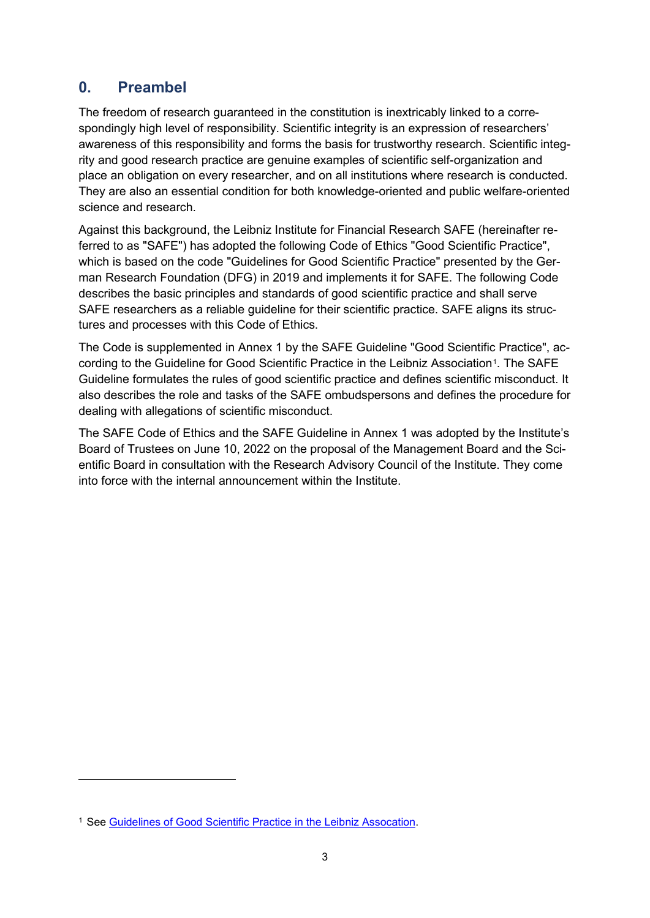## 0. Preambel

The freedom of research guaranteed in the constitution is inextricably linked to a correspondingly high level of responsibility. Scientific integrity is an expression of researchers' awareness of this responsibility and forms the basis for trustworthy research. Scientific integrity and good research practice are genuine examples of scientific self-organization and place an obligation on every researcher, and on all institutions where research is conducted. They are also an essential condition for both knowledge-oriented and public welfare-oriented science and research.

Against this background, the Leibniz Institute for Financial Research SAFE (hereinafter referred to as "SAFE") has adopted the following Code of Ethics "Good Scientific Practice", which is based on the code "Guidelines for Good Scientific Practice" presented by the German Research Foundation (DFG) in 2019 and implements it for SAFE. The following Code describes the basic principles and standards of good scientific practice and shall serve SAFE researchers as a reliable guideline for their scientific practice. SAFE aligns its structures and processes with this Code of Ethics.

The Code is supplemented in Annex 1 by the SAFE Guideline "Good Scientific Practice", according to the Guideline for Good Scientific Practice in the Leibniz Association[1]. The SAFE Guideline formulates the rules of good scientific practice and defines scientific misconduct. It also describes the role and tasks of the SAFE ombudspersons and defines the procedure for dealing with allegations of scientific misconduct.

The SAFE Code of Ethics and the SAFE Guideline in Annex 1 was adopted by the Institute's Board of Trustees on June 10, 2022 on the proposal of the Management Board and the Scientific Board in consultation with the Research Advisory Council of the Institute. They come into force with the internal announcement within the Institute.

---

[1] See Guidelines of Good Scientific Practice in the Leibniz Assocation.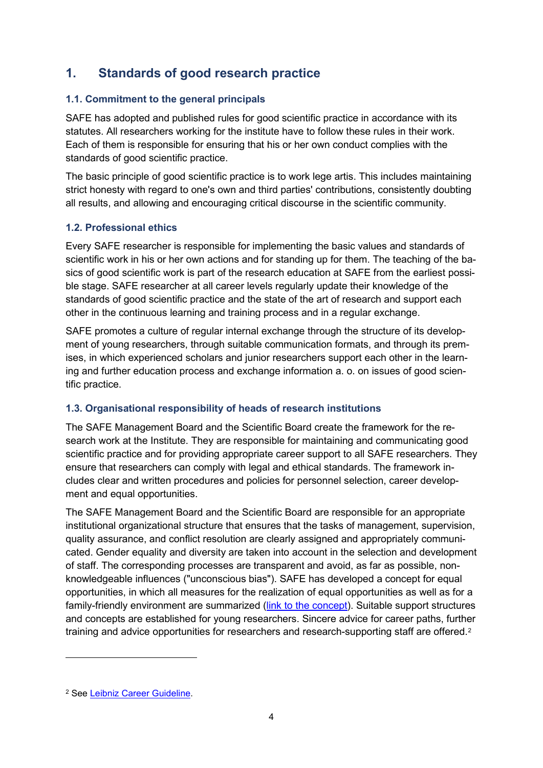# 1. Standards of good research practice

## 1.1. Commitment to the general principals

SAFE has adopted and published rules for good scientific practice in accordance with its statutes. All researchers working for the institute have to follow these rules in their work. Each of them is responsible for ensuring that his or her own conduct complies with the standards of good scientific practice.

The basic principle of good scientific practice is to work lege artis. This includes maintaining strict honesty with regard to one's own and third parties' contributions, consistently doubting all results, and allowing and encouraging critical discourse in the scientific community.

## 1.2. Professional ethics

Every SAFE researcher is responsible for implementing the basic values and standards of scientific work in his or her own actions and for standing up for them. The teaching of the basics of good scientific work is part of the research education at SAFE from the earliest possible stage. SAFE researcher at all career levels regularly update their knowledge of the standards of good scientific practice and the state of the art of research and support each other in the continuous learning and training process and in a regular exchange.

SAFE promotes a culture of regular internal exchange through the structure of its development of young researchers, through suitable communication formats, and through its premises, in which experienced scholars and junior researchers support each other in the learning and further education process and exchange information a. o. on issues of good scientific practice.

## 1.3. Organisational responsibility of heads of research institutions

The SAFE Management Board and the Scientific Board create the framework for the research work at the Institute. They are responsible for maintaining and communicating good scientific practice and for providing appropriate career support to all SAFE researchers. They ensure that researchers can comply with legal and ethical standards. The framework includes clear and written procedures and policies for personnel selection, career development and equal opportunities.

The SAFE Management Board and the Scientific Board are responsible for an appropriate institutional organizational structure that ensures that the tasks of management, supervision, quality assurance, and conflict resolution are clearly assigned and appropriately communicated. Gender equality and diversity are taken into account in the selection and development of staff. The corresponding processes are transparent and avoid, as far as possible, non-knowledgeable influences ("unconscious bias"). SAFE has developed a concept for equal opportunities, in which all measures for the realization of equal opportunities as well as for a family-friendly environment are summarized (link to the concept). Suitable support structures and concepts are established for young researchers. Sincere advice for career paths, further training and advice opportunities for researchers and research-supporting staff are offered.[2]

[2] See Leibniz Career Guideline.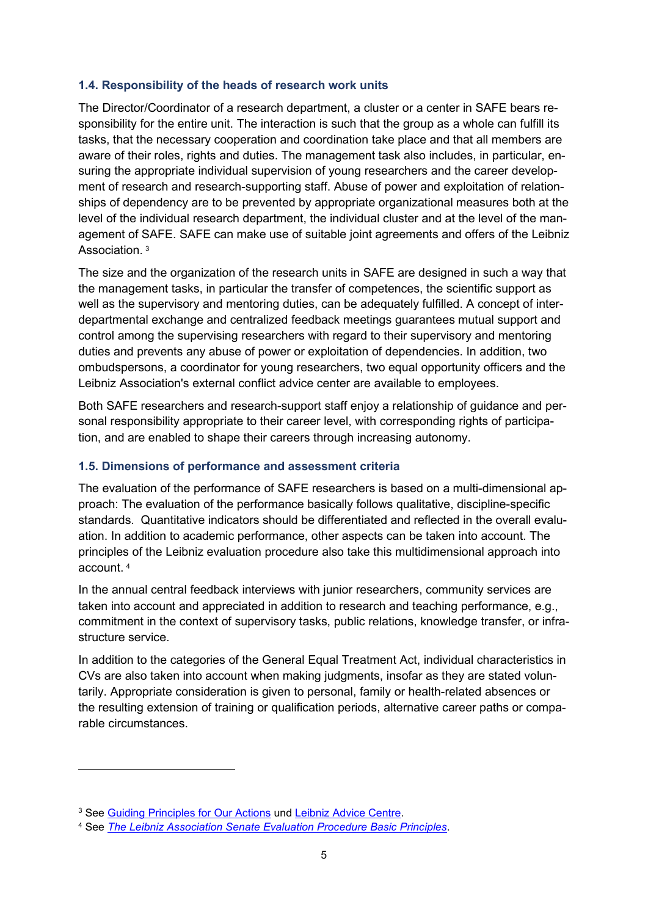### 1.4. Responsibility of the heads of research work units

The Director/Coordinator of a research department, a cluster or a center in SAFE bears responsibility for the entire unit. The interaction is such that the group as a whole can fulfill its tasks, that the necessary cooperation and coordination take place and that all members are aware of their roles, rights and duties. The management task also includes, in particular, ensuring the appropriate individual supervision of young researchers and the career development of research and research-supporting staff. Abuse of power and exploitation of relationships of dependency are to be prevented by appropriate organizational measures both at the level of the individual research department, the individual cluster and at the level of the management of SAFE. SAFE can make use of suitable joint agreements and offers of the Leibniz Association. [3]

The size and the organization of the research units in SAFE are designed in such a way that the management tasks, in particular the transfer of competences, the scientific support as well as the supervisory and mentoring duties, can be adequately fulfilled. A concept of interdepartmental exchange and centralized feedback meetings guarantees mutual support and control among the supervising researchers with regard to their supervisory and mentoring duties and prevents any abuse of power or exploitation of dependencies. In addition, two ombudspersons, a coordinator for young researchers, two equal opportunity officers and the Leibniz Association's external conflict advice center are available to employees.

Both SAFE researchers and research-support staff enjoy a relationship of guidance and personal responsibility appropriate to their career level, with corresponding rights of participation, and are enabled to shape their careers through increasing autonomy.

### 1.5. Dimensions of performance and assessment criteria

The evaluation of the performance of SAFE researchers is based on a multi-dimensional approach: The evaluation of the performance basically follows qualitative, discipline-specific standards. Quantitative indicators should be differentiated and reflected in the overall evaluation. In addition to academic performance, other aspects can be taken into account. The principles of the Leibniz evaluation procedure also take this multidimensional approach into account. [4]

In the annual central feedback interviews with junior researchers, community services are taken into account and appreciated in addition to research and teaching performance, e.g., commitment in the context of supervisory tasks, public relations, knowledge transfer, or infrastructure service.

In addition to the categories of the General Equal Treatment Act, individual characteristics in CVs are also taken into account when making judgments, insofar as they are stated voluntarily. Appropriate consideration is given to personal, family or health-related absences or the resulting extension of training or qualification periods, alternative career paths or comparable circumstances.

---

[3] See Guiding Principles for Our Actions und Leibniz Advice Centre.

[4] See *The Leibniz Association Senate Evaluation Procedure Basic Principles*.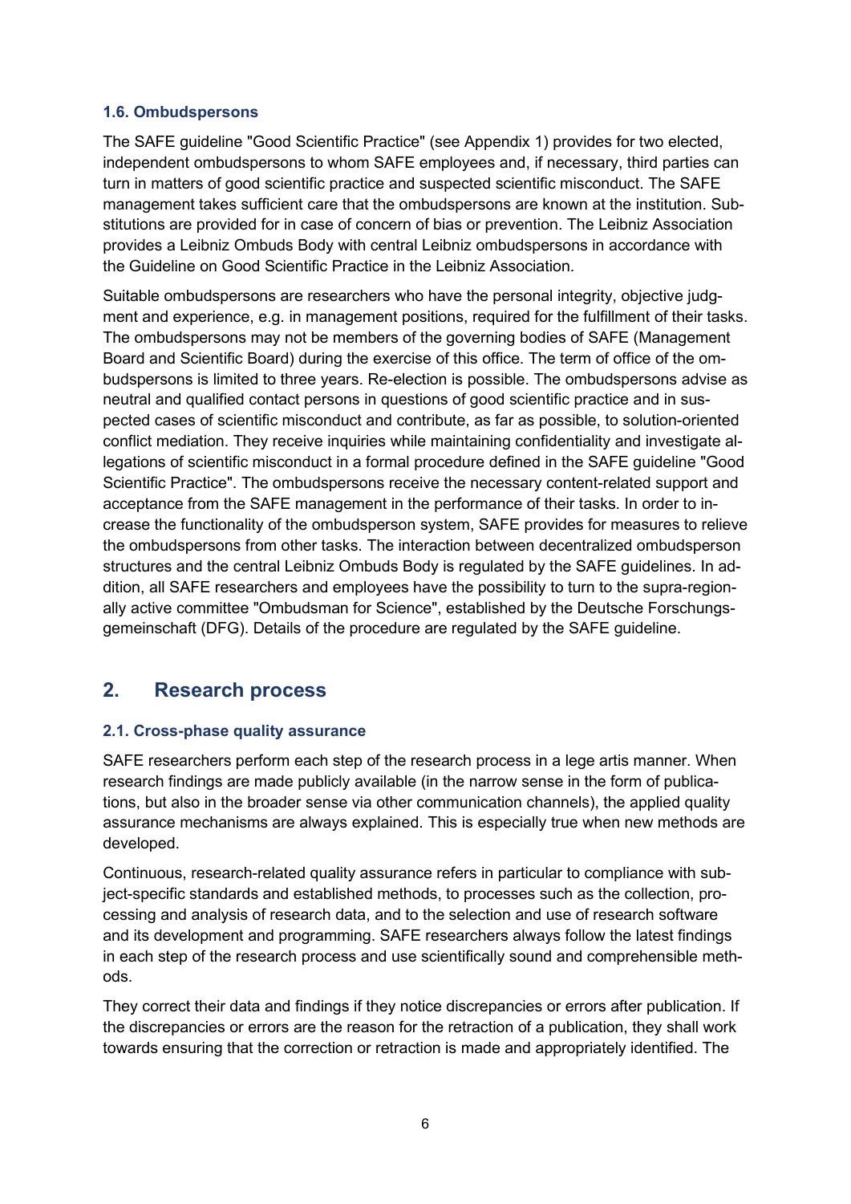### 1.6. Ombudspersons

The SAFE guideline "Good Scientific Practice" (see Appendix 1) provides for two elected, independent ombudspersons to whom SAFE employees and, if necessary, third parties can turn in matters of good scientific practice and suspected scientific misconduct. The SAFE management takes sufficient care that the ombudspersons are known at the institution. Substitutions are provided for in case of concern of bias or prevention. The Leibniz Association provides a Leibniz Ombuds Body with central Leibniz ombudspersons in accordance with the Guideline on Good Scientific Practice in the Leibniz Association.

Suitable ombudspersons are researchers who have the personal integrity, objective judgment and experience, e.g. in management positions, required for the fulfillment of their tasks. The ombudspersons may not be members of the governing bodies of SAFE (Management Board and Scientific Board) during the exercise of this office. The term of office of the ombudspersons is limited to three years. Re-election is possible. The ombudspersons advise as neutral and qualified contact persons in questions of good scientific practice and in suspected cases of scientific misconduct and contribute, as far as possible, to solution-oriented conflict mediation. They receive inquiries while maintaining confidentiality and investigate allegations of scientific misconduct in a formal procedure defined in the SAFE guideline "Good Scientific Practice". The ombudspersons receive the necessary content-related support and acceptance from the SAFE management in the performance of their tasks. In order to increase the functionality of the ombudsperson system, SAFE provides for measures to relieve the ombudspersons from other tasks. The interaction between decentralized ombudsperson structures and the central Leibniz Ombuds Body is regulated by the SAFE guidelines. In addition, all SAFE researchers and employees have the possibility to turn to the supra-regionally active committee "Ombudsman for Science", established by the Deutsche Forschungsgemeinschaft (DFG). Details of the procedure are regulated by the SAFE guideline.

## 2. Research process

### 2.1. Cross-phase quality assurance

SAFE researchers perform each step of the research process in a lege artis manner. When research findings are made publicly available (in the narrow sense in the form of publications, but also in the broader sense via other communication channels), the applied quality assurance mechanisms are always explained. This is especially true when new methods are developed.

Continuous, research-related quality assurance refers in particular to compliance with subject-specific standards and established methods, to processes such as the collection, processing and analysis of research data, and to the selection and use of research software and its development and programming. SAFE researchers always follow the latest findings in each step of the research process and use scientifically sound and comprehensible methods.

They correct their data and findings if they notice discrepancies or errors after publication. If the discrepancies or errors are the reason for the retraction of a publication, they shall work towards ensuring that the correction or retraction is made and appropriately identified. The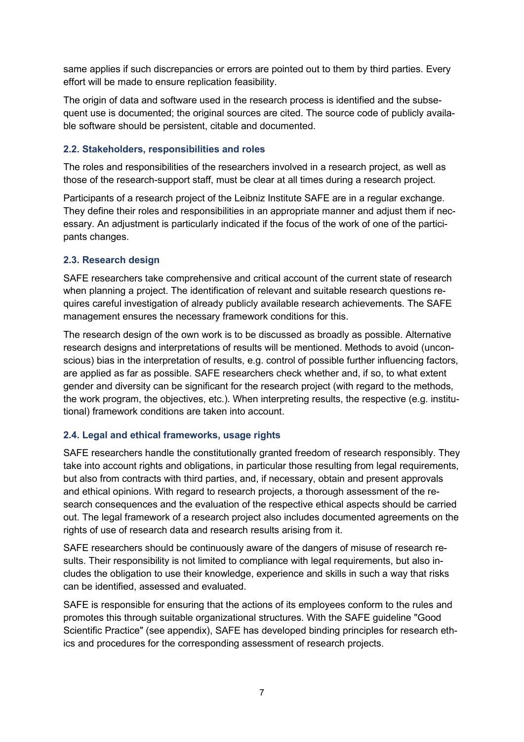same applies if such discrepancies or errors are pointed out to them by third parties. Every effort will be made to ensure replication feasibility.

The origin of data and software used in the research process is identified and the subsequent use is documented; the original sources are cited. The source code of publicly available software should be persistent, citable and documented.

### 2.2. Stakeholders, responsibilities and roles

The roles and responsibilities of the researchers involved in a research project, as well as those of the research-support staff, must be clear at all times during a research project.

Participants of a research project of the Leibniz Institute SAFE are in a regular exchange. They define their roles and responsibilities in an appropriate manner and adjust them if necessary. An adjustment is particularly indicated if the focus of the work of one of the participants changes.

### 2.3. Research design

SAFE researchers take comprehensive and critical account of the current state of research when planning a project. The identification of relevant and suitable research questions requires careful investigation of already publicly available research achievements. The SAFE management ensures the necessary framework conditions for this.

The research design of the own work is to be discussed as broadly as possible. Alternative research designs and interpretations of results will be mentioned. Methods to avoid (unconscious) bias in the interpretation of results, e.g. control of possible further influencing factors, are applied as far as possible. SAFE researchers check whether and, if so, to what extent gender and diversity can be significant for the research project (with regard to the methods, the work program, the objectives, etc.). When interpreting results, the respective (e.g. institutional) framework conditions are taken into account.

### 2.4. Legal and ethical frameworks, usage rights

SAFE researchers handle the constitutionally granted freedom of research responsibly. They take into account rights and obligations, in particular those resulting from legal requirements, but also from contracts with third parties, and, if necessary, obtain and present approvals and ethical opinions. With regard to research projects, a thorough assessment of the research consequences and the evaluation of the respective ethical aspects should be carried out. The legal framework of a research project also includes documented agreements on the rights of use of research data and research results arising from it.

SAFE researchers should be continuously aware of the dangers of misuse of research results. Their responsibility is not limited to compliance with legal requirements, but also includes the obligation to use their knowledge, experience and skills in such a way that risks can be identified, assessed and evaluated.

SAFE is responsible for ensuring that the actions of its employees conform to the rules and promotes this through suitable organizational structures. With the SAFE guideline "Good Scientific Practice" (see appendix), SAFE has developed binding principles for research ethics and procedures for the corresponding assessment of research projects.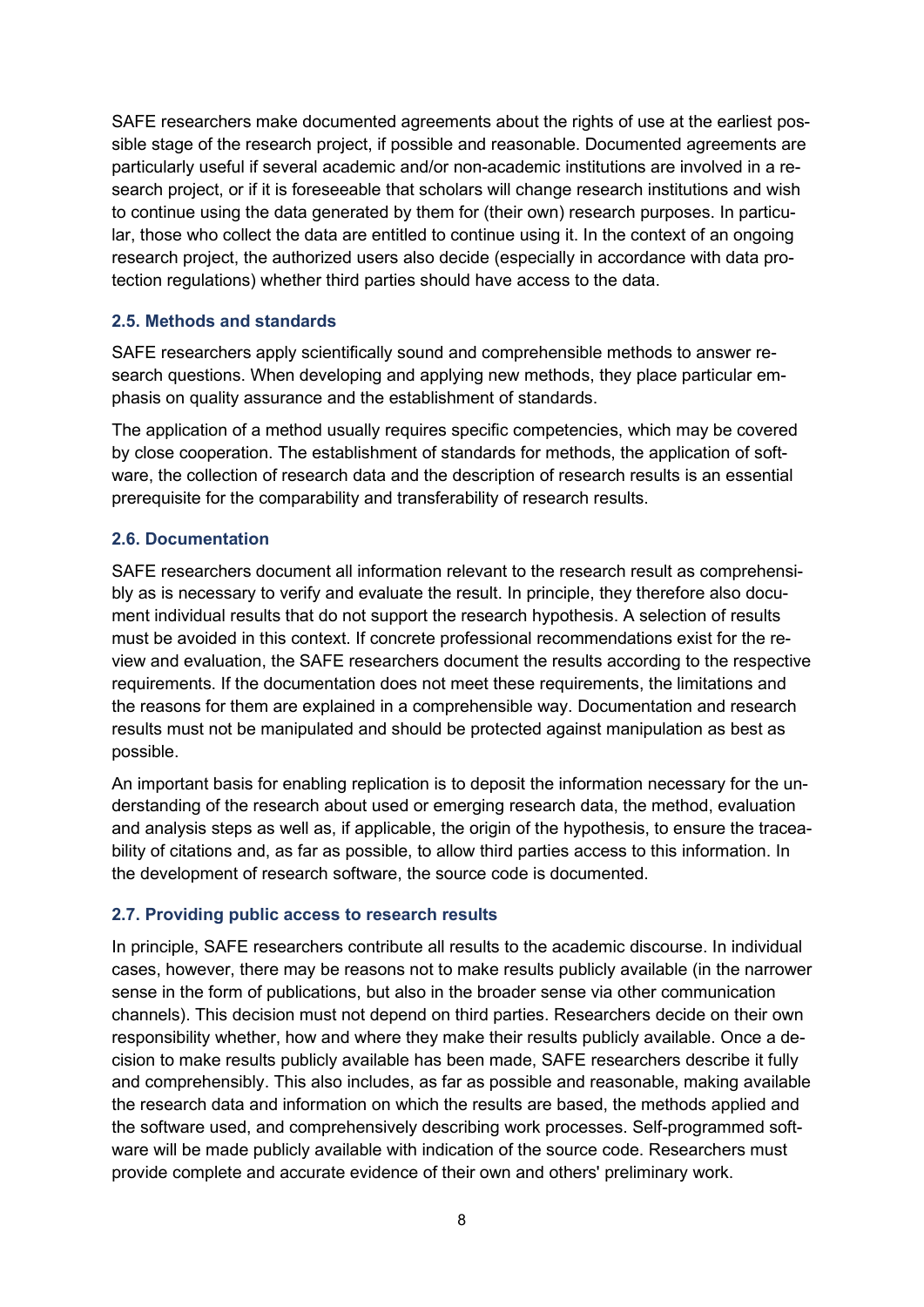SAFE researchers make documented agreements about the rights of use at the earliest possible stage of the research project, if possible and reasonable. Documented agreements are particularly useful if several academic and/or non-academic institutions are involved in a research project, or if it is foreseeable that scholars will change research institutions and wish to continue using the data generated by them for (their own) research purposes. In particular, those who collect the data are entitled to continue using it. In the context of an ongoing research project, the authorized users also decide (especially in accordance with data protection regulations) whether third parties should have access to the data.

### 2.5. Methods and standards

SAFE researchers apply scientifically sound and comprehensible methods to answer research questions. When developing and applying new methods, they place particular emphasis on quality assurance and the establishment of standards.

The application of a method usually requires specific competencies, which may be covered by close cooperation. The establishment of standards for methods, the application of software, the collection of research data and the description of research results is an essential prerequisite for the comparability and transferability of research results.

### 2.6. Documentation

SAFE researchers document all information relevant to the research result as comprehensibly as is necessary to verify and evaluate the result. In principle, they therefore also document individual results that do not support the research hypothesis. A selection of results must be avoided in this context. If concrete professional recommendations exist for the review and evaluation, the SAFE researchers document the results according to the respective requirements. If the documentation does not meet these requirements, the limitations and the reasons for them are explained in a comprehensible way. Documentation and research results must not be manipulated and should be protected against manipulation as best as possible.

An important basis for enabling replication is to deposit the information necessary for the understanding of the research about used or emerging research data, the method, evaluation and analysis steps as well as, if applicable, the origin of the hypothesis, to ensure the traceability of citations and, as far as possible, to allow third parties access to this information. In the development of research software, the source code is documented.

### 2.7. Providing public access to research results

In principle, SAFE researchers contribute all results to the academic discourse. In individual cases, however, there may be reasons not to make results publicly available (in the narrower sense in the form of publications, but also in the broader sense via other communication channels). This decision must not depend on third parties. Researchers decide on their own responsibility whether, how and where they make their results publicly available. Once a decision to make results publicly available has been made, SAFE researchers describe it fully and comprehensibly. This also includes, as far as possible and reasonable, making available the research data and information on which the results are based, the methods applied and the software used, and comprehensively describing work processes. Self-programmed software will be made publicly available with indication of the source code. Researchers must provide complete and accurate evidence of their own and others' preliminary work.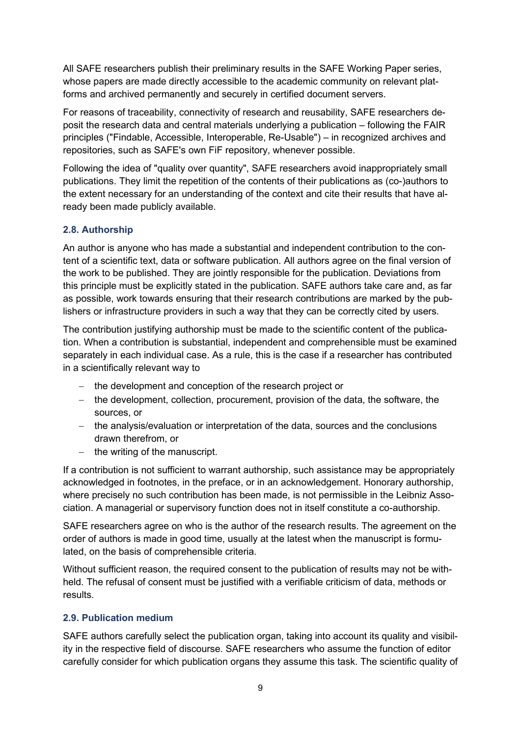All SAFE researchers publish their preliminary results in the SAFE Working Paper series, whose papers are made directly accessible to the academic community on relevant platforms and archived permanently and securely in certified document servers.

For reasons of traceability, connectivity of research and reusability, SAFE researchers deposit the research data and central materials underlying a publication – following the FAIR principles ("Findable, Accessible, Interoperable, Re-Usable") – in recognized archives and repositories, such as SAFE's own FiF repository, whenever possible.

Following the idea of "quality over quantity", SAFE researchers avoid inappropriately small publications. They limit the repetition of the contents of their publications as (co-)authors to the extent necessary for an understanding of the context and cite their results that have already been made publicly available.

### 2.8. Authorship

An author is anyone who has made a substantial and independent contribution to the content of a scientific text, data or software publication. All authors agree on the final version of the work to be published. They are jointly responsible for the publication. Deviations from this principle must be explicitly stated in the publication. SAFE authors take care and, as far as possible, work towards ensuring that their research contributions are marked by the publishers or infrastructure providers in such a way that they can be correctly cited by users.

The contribution justifying authorship must be made to the scientific content of the publication. When a contribution is substantial, independent and comprehensible must be examined separately in each individual case. As a rule, this is the case if a researcher has contributed in a scientifically relevant way to

- the development and conception of the research project or
- the development, collection, procurement, provision of the data, the software, the sources, or
- the analysis/evaluation or interpretation of the data, sources and the conclusions drawn therefrom, or
- the writing of the manuscript.

If a contribution is not sufficient to warrant authorship, such assistance may be appropriately acknowledged in footnotes, in the preface, or in an acknowledgement. Honorary authorship, where precisely no such contribution has been made, is not permissible in the Leibniz Association. A managerial or supervisory function does not in itself constitute a co-authorship.

SAFE researchers agree on who is the author of the research results. The agreement on the order of authors is made in good time, usually at the latest when the manuscript is formulated, on the basis of comprehensible criteria.

Without sufficient reason, the required consent to the publication of results may not be withheld. The refusal of consent must be justified with a verifiable criticism of data, methods or results.

### 2.9. Publication medium

SAFE authors carefully select the publication organ, taking into account its quality and visibility in the respective field of discourse. SAFE researchers who assume the function of editor carefully consider for which publication organs they assume this task. The scientific quality of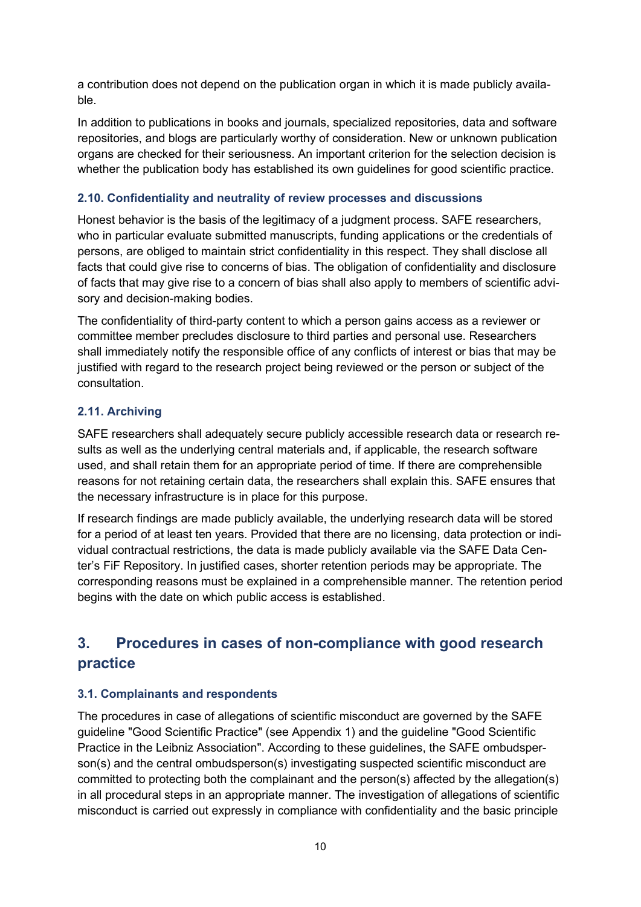a contribution does not depend on the publication organ in which it is made publicly available.

In addition to publications in books and journals, specialized repositories, data and software repositories, and blogs are particularly worthy of consideration. New or unknown publication organs are checked for their seriousness. An important criterion for the selection decision is whether the publication body has established its own guidelines for good scientific practice.

### 2.10. Confidentiality and neutrality of review processes and discussions

Honest behavior is the basis of the legitimacy of a judgment process. SAFE researchers, who in particular evaluate submitted manuscripts, funding applications or the credentials of persons, are obliged to maintain strict confidentiality in this respect. They shall disclose all facts that could give rise to concerns of bias. The obligation of confidentiality and disclosure of facts that may give rise to a concern of bias shall also apply to members of scientific advisory and decision-making bodies.

The confidentiality of third-party content to which a person gains access as a reviewer or committee member precludes disclosure to third parties and personal use. Researchers shall immediately notify the responsible office of any conflicts of interest or bias that may be justified with regard to the research project being reviewed or the person or subject of the consultation.

### 2.11. Archiving

SAFE researchers shall adequately secure publicly accessible research data or research results as well as the underlying central materials and, if applicable, the research software used, and shall retain them for an appropriate period of time. If there are comprehensible reasons for not retaining certain data, the researchers shall explain this. SAFE ensures that the necessary infrastructure is in place for this purpose.

If research findings are made publicly available, the underlying research data will be stored for a period of at least ten years. Provided that there are no licensing, data protection or individual contractual restrictions, the data is made publicly available via the SAFE Data Center's FiF Repository. In justified cases, shorter retention periods may be appropriate. The corresponding reasons must be explained in a comprehensible manner. The retention period begins with the date on which public access is established.

## 3. Procedures in cases of non-compliance with good research practice

### 3.1. Complainants and respondents

The procedures in case of allegations of scientific misconduct are governed by the SAFE guideline "Good Scientific Practice" (see Appendix 1) and the guideline "Good Scientific Practice in the Leibniz Association". According to these guidelines, the SAFE ombudsperson(s) and the central ombudsperson(s) investigating suspected scientific misconduct are committed to protecting both the complainant and the person(s) affected by the allegation(s) in all procedural steps in an appropriate manner. The investigation of allegations of scientific misconduct is carried out expressly in compliance with confidentiality and the basic principle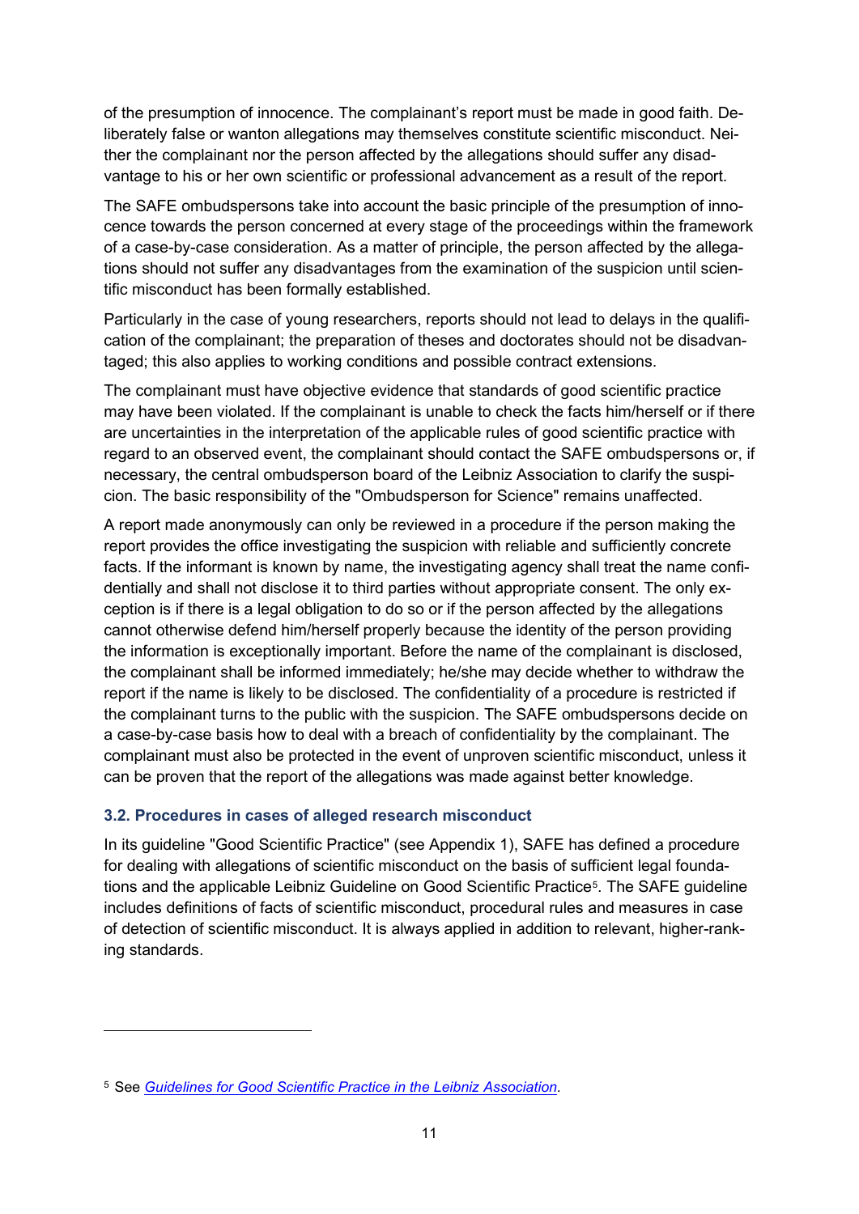of the presumption of innocence. The complainant's report must be made in good faith. Deliberately false or wanton allegations may themselves constitute scientific misconduct. Neither the complainant nor the person affected by the allegations should suffer any disadvantage to his or her own scientific or professional advancement as a result of the report.

The SAFE ombudspersons take into account the basic principle of the presumption of innocence towards the person concerned at every stage of the proceedings within the framework of a case-by-case consideration. As a matter of principle, the person affected by the allegations should not suffer any disadvantages from the examination of the suspicion until scientific misconduct has been formally established.

Particularly in the case of young researchers, reports should not lead to delays in the qualification of the complainant; the preparation of theses and doctorates should not be disadvantaged; this also applies to working conditions and possible contract extensions.

The complainant must have objective evidence that standards of good scientific practice may have been violated. If the complainant is unable to check the facts him/herself or if there are uncertainties in the interpretation of the applicable rules of good scientific practice with regard to an observed event, the complainant should contact the SAFE ombudspersons or, if necessary, the central ombudsperson board of the Leibniz Association to clarify the suspicion. The basic responsibility of the "Ombudsperson for Science" remains unaffected.

A report made anonymously can only be reviewed in a procedure if the person making the report provides the office investigating the suspicion with reliable and sufficiently concrete facts. If the informant is known by name, the investigating agency shall treat the name confidentially and shall not disclose it to third parties without appropriate consent. The only exception is if there is a legal obligation to do so or if the person affected by the allegations cannot otherwise defend him/herself properly because the identity of the person providing the information is exceptionally important. Before the name of the complainant is disclosed, the complainant shall be informed immediately; he/she may decide whether to withdraw the report if the name is likely to be disclosed. The confidentiality of a procedure is restricted if the complainant turns to the public with the suspicion. The SAFE ombudspersons decide on a case-by-case basis how to deal with a breach of confidentiality by the complainant. The complainant must also be protected in the event of unproven scientific misconduct, unless it can be proven that the report of the allegations was made against better knowledge.

### 3.2. Procedures in cases of alleged research misconduct

In its guideline "Good Scientific Practice" (see Appendix 1), SAFE has defined a procedure for dealing with allegations of scientific misconduct on the basis of sufficient legal foundations and the applicable Leibniz Guideline on Good Scientific Practice[5]. The SAFE guideline includes definitions of facts of scientific misconduct, procedural rules and measures in case of detection of scientific misconduct. It is always applied in addition to relevant, higher-ranking standards.

---

[5] See *Guidelines for Good Scientific Practice in the Leibniz Association*.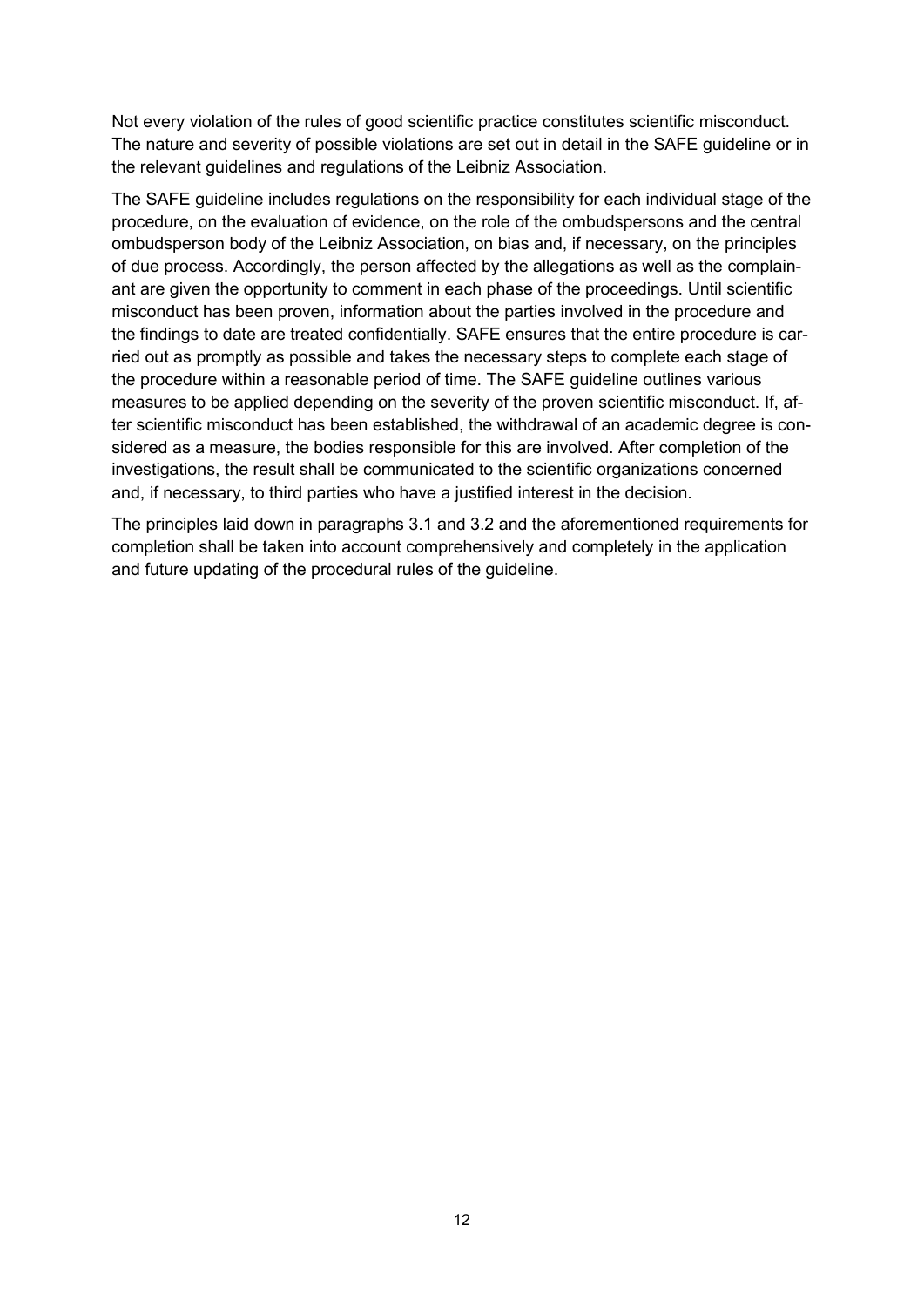Not every violation of the rules of good scientific practice constitutes scientific misconduct. The nature and severity of possible violations are set out in detail in the SAFE guideline or in the relevant guidelines and regulations of the Leibniz Association.

The SAFE guideline includes regulations on the responsibility for each individual stage of the procedure, on the evaluation of evidence, on the role of the ombudspersons and the central ombudsperson body of the Leibniz Association, on bias and, if necessary, on the principles of due process. Accordingly, the person affected by the allegations as well as the complainant are given the opportunity to comment in each phase of the proceedings. Until scientific misconduct has been proven, information about the parties involved in the procedure and the findings to date are treated confidentially. SAFE ensures that the entire procedure is carried out as promptly as possible and takes the necessary steps to complete each stage of the procedure within a reasonable period of time. The SAFE guideline outlines various measures to be applied depending on the severity of the proven scientific misconduct. If, after scientific misconduct has been established, the withdrawal of an academic degree is considered as a measure, the bodies responsible for this are involved. After completion of the investigations, the result shall be communicated to the scientific organizations concerned and, if necessary, to third parties who have a justified interest in the decision.

The principles laid down in paragraphs 3.1 and 3.2 and the aforementioned requirements for completion shall be taken into account comprehensively and completely in the application and future updating of the procedural rules of the guideline.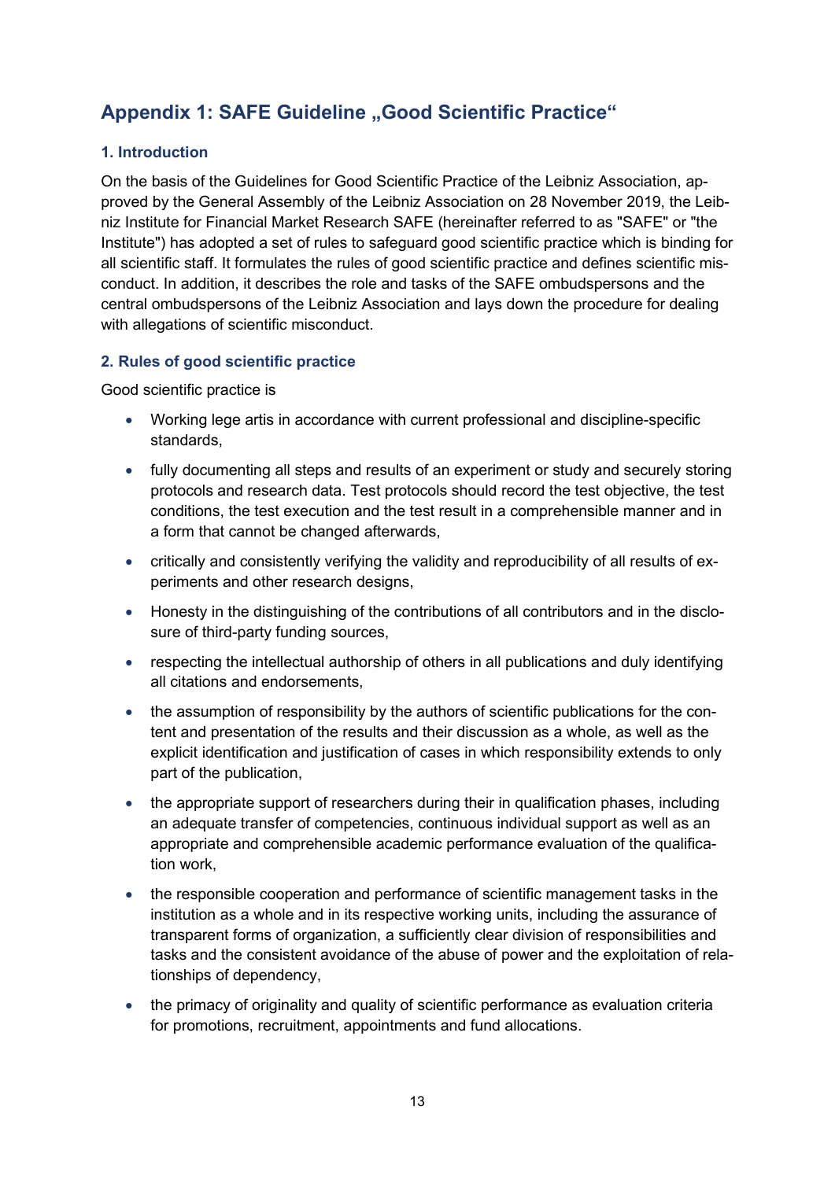## Appendix 1: SAFE Guideline „Good Scientific Practice“

### 1. Introduction

On the basis of the Guidelines for Good Scientific Practice of the Leibniz Association, approved by the General Assembly of the Leibniz Association on 28 November 2019, the Leibniz Institute for Financial Market Research SAFE (hereinafter referred to as "SAFE" or "the Institute") has adopted a set of rules to safeguard good scientific practice which is binding for all scientific staff. It formulates the rules of good scientific practice and defines scientific misconduct. In addition, it describes the role and tasks of the SAFE ombudspersons and the central ombudspersons of the Leibniz Association and lays down the procedure for dealing with allegations of scientific misconduct.

### 2. Rules of good scientific practice

Good scientific practice is

- Working lege artis in accordance with current professional and discipline-specific standards,
- fully documenting all steps and results of an experiment or study and securely storing protocols and research data. Test protocols should record the test objective, the test conditions, the test execution and the test result in a comprehensible manner and in a form that cannot be changed afterwards,
- critically and consistently verifying the validity and reproducibility of all results of experiments and other research designs,
- Honesty in the distinguishing of the contributions of all contributors and in the disclosure of third-party funding sources,
- respecting the intellectual authorship of others in all publications and duly identifying all citations and endorsements,
- the assumption of responsibility by the authors of scientific publications for the content and presentation of the results and their discussion as a whole, as well as the explicit identification and justification of cases in which responsibility extends to only part of the publication,
- the appropriate support of researchers during their in qualification phases, including an adequate transfer of competencies, continuous individual support as well as an appropriate and comprehensible academic performance evaluation of the qualification work,
- the responsible cooperation and performance of scientific management tasks in the institution as a whole and in its respective working units, including the assurance of transparent forms of organization, a sufficiently clear division of responsibilities and tasks and the consistent avoidance of the abuse of power and the exploitation of relationships of dependency,
- the primacy of originality and quality of scientific performance as evaluation criteria for promotions, recruitment, appointments and fund allocations.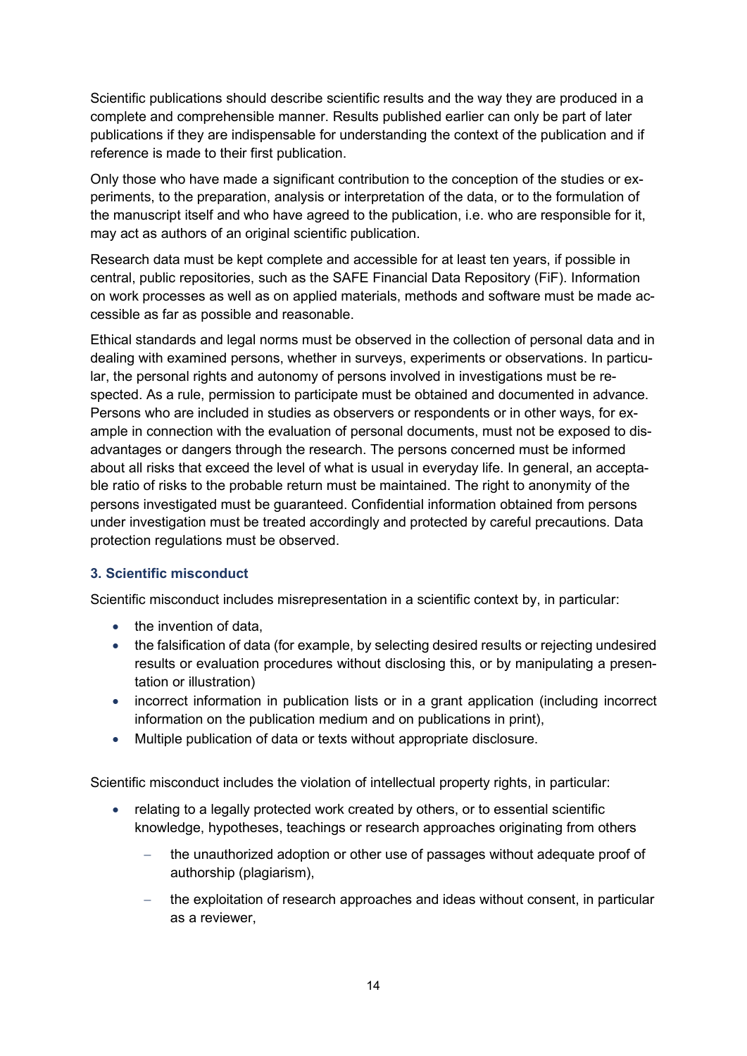Scientific publications should describe scientific results and the way they are produced in a complete and comprehensible manner. Results published earlier can only be part of later publications if they are indispensable for understanding the context of the publication and if reference is made to their first publication.

Only those who have made a significant contribution to the conception of the studies or experiments, to the preparation, analysis or interpretation of the data, or to the formulation of the manuscript itself and who have agreed to the publication, i.e. who are responsible for it, may act as authors of an original scientific publication.

Research data must be kept complete and accessible for at least ten years, if possible in central, public repositories, such as the SAFE Financial Data Repository (FiF). Information on work processes as well as on applied materials, methods and software must be made accessible as far as possible and reasonable.

Ethical standards and legal norms must be observed in the collection of personal data and in dealing with examined persons, whether in surveys, experiments or observations. In particular, the personal rights and autonomy of persons involved in investigations must be respected. As a rule, permission to participate must be obtained and documented in advance. Persons who are included in studies as observers or respondents or in other ways, for example in connection with the evaluation of personal documents, must not be exposed to disadvantages or dangers through the research. The persons concerned must be informed about all risks that exceed the level of what is usual in everyday life. In general, an acceptable ratio of risks to the probable return must be maintained. The right to anonymity of the persons investigated must be guaranteed. Confidential information obtained from persons under investigation must be treated accordingly and protected by careful precautions. Data protection regulations must be observed.

### 3. Scientific misconduct

Scientific misconduct includes misrepresentation in a scientific context by, in particular:

- the invention of data,
- the falsification of data (for example, by selecting desired results or rejecting undesired results or evaluation procedures without disclosing this, or by manipulating a presentation or illustration)
- incorrect information in publication lists or in a grant application (including incorrect information on the publication medium and on publications in print),
- Multiple publication of data or texts without appropriate disclosure.

Scientific misconduct includes the violation of intellectual property rights, in particular:

- relating to a legally protected work created by others, or to essential scientific knowledge, hypotheses, teachings or research approaches originating from others
  - the unauthorized adoption or other use of passages without adequate proof of authorship (plagiarism),
  - the exploitation of research approaches and ideas without consent, in particular as a reviewer,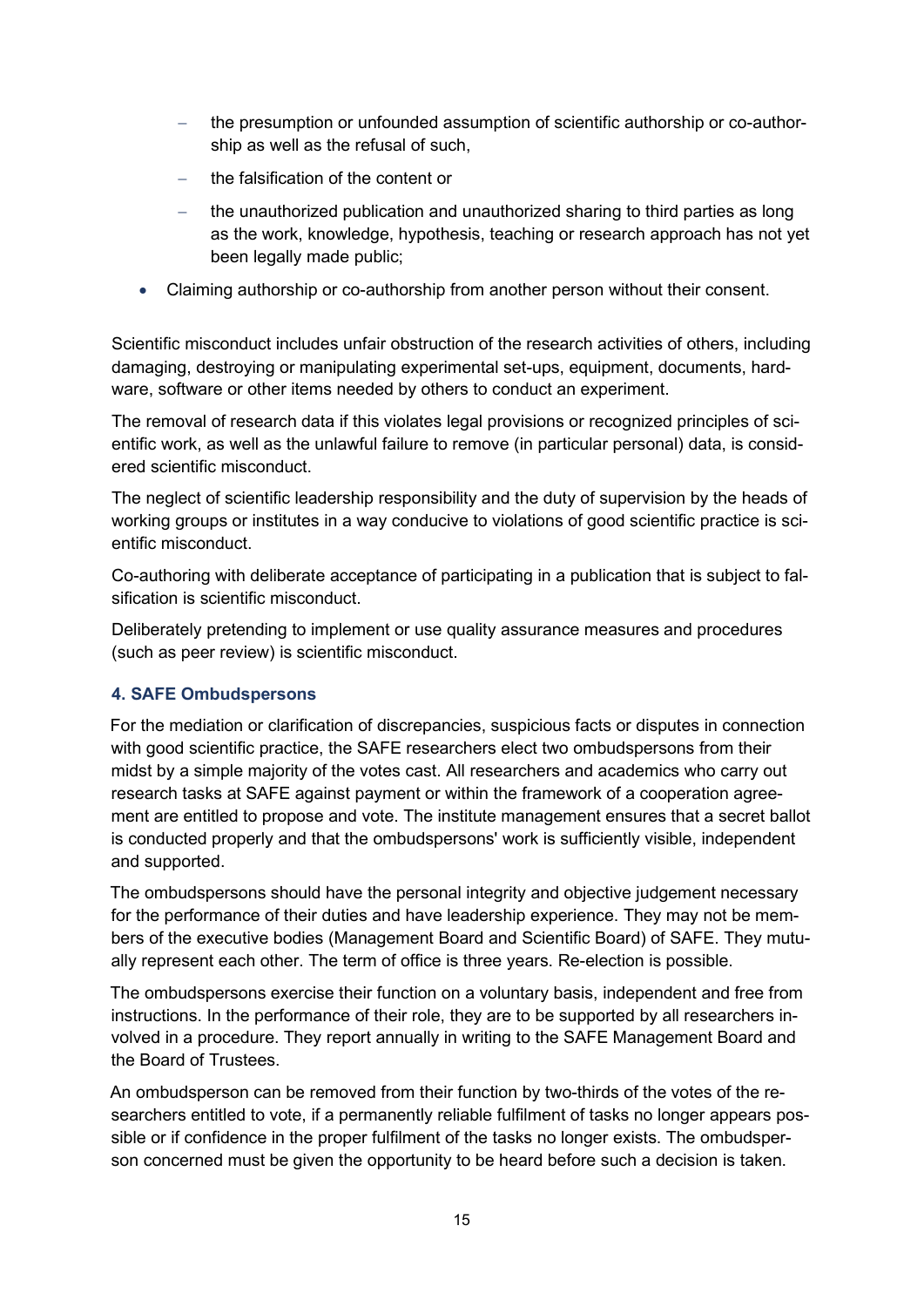- the presumption or unfounded assumption of scientific authorship or co-authorship as well as the refusal of such,
  - the falsification of the content or
  - the unauthorized publication and unauthorized sharing to third parties as long as the work, knowledge, hypothesis, teaching or research approach has not yet been legally made public;
- Claiming authorship or co-authorship from another person without their consent.

Scientific misconduct includes unfair obstruction of the research activities of others, including damaging, destroying or manipulating experimental set-ups, equipment, documents, hardware, software or other items needed by others to conduct an experiment.

The removal of research data if this violates legal provisions or recognized principles of scientific work, as well as the unlawful failure to remove (in particular personal) data, is considered scientific misconduct.

The neglect of scientific leadership responsibility and the duty of supervision by the heads of working groups or institutes in a way conducive to violations of good scientific practice is scientific misconduct.

Co-authoring with deliberate acceptance of participating in a publication that is subject to falsification is scientific misconduct.

Deliberately pretending to implement or use quality assurance measures and procedures (such as peer review) is scientific misconduct.

### 4. SAFE Ombudspersons

For the mediation or clarification of discrepancies, suspicious facts or disputes in connection with good scientific practice, the SAFE researchers elect two ombudspersons from their midst by a simple majority of the votes cast. All researchers and academics who carry out research tasks at SAFE against payment or within the framework of a cooperation agreement are entitled to propose and vote. The institute management ensures that a secret ballot is conducted properly and that the ombudspersons' work is sufficiently visible, independent and supported.

The ombudspersons should have the personal integrity and objective judgement necessary for the performance of their duties and have leadership experience. They may not be members of the executive bodies (Management Board and Scientific Board) of SAFE. They mutually represent each other. The term of office is three years. Re-election is possible.

The ombudspersons exercise their function on a voluntary basis, independent and free from instructions. In the performance of their role, they are to be supported by all researchers involved in a procedure. They report annually in writing to the SAFE Management Board and the Board of Trustees.

An ombudsperson can be removed from their function by two-thirds of the votes of the researchers entitled to vote, if a permanently reliable fulfilment of tasks no longer appears possible or if confidence in the proper fulfilment of the tasks no longer exists. The ombudsperson concerned must be given the opportunity to be heard before such a decision is taken.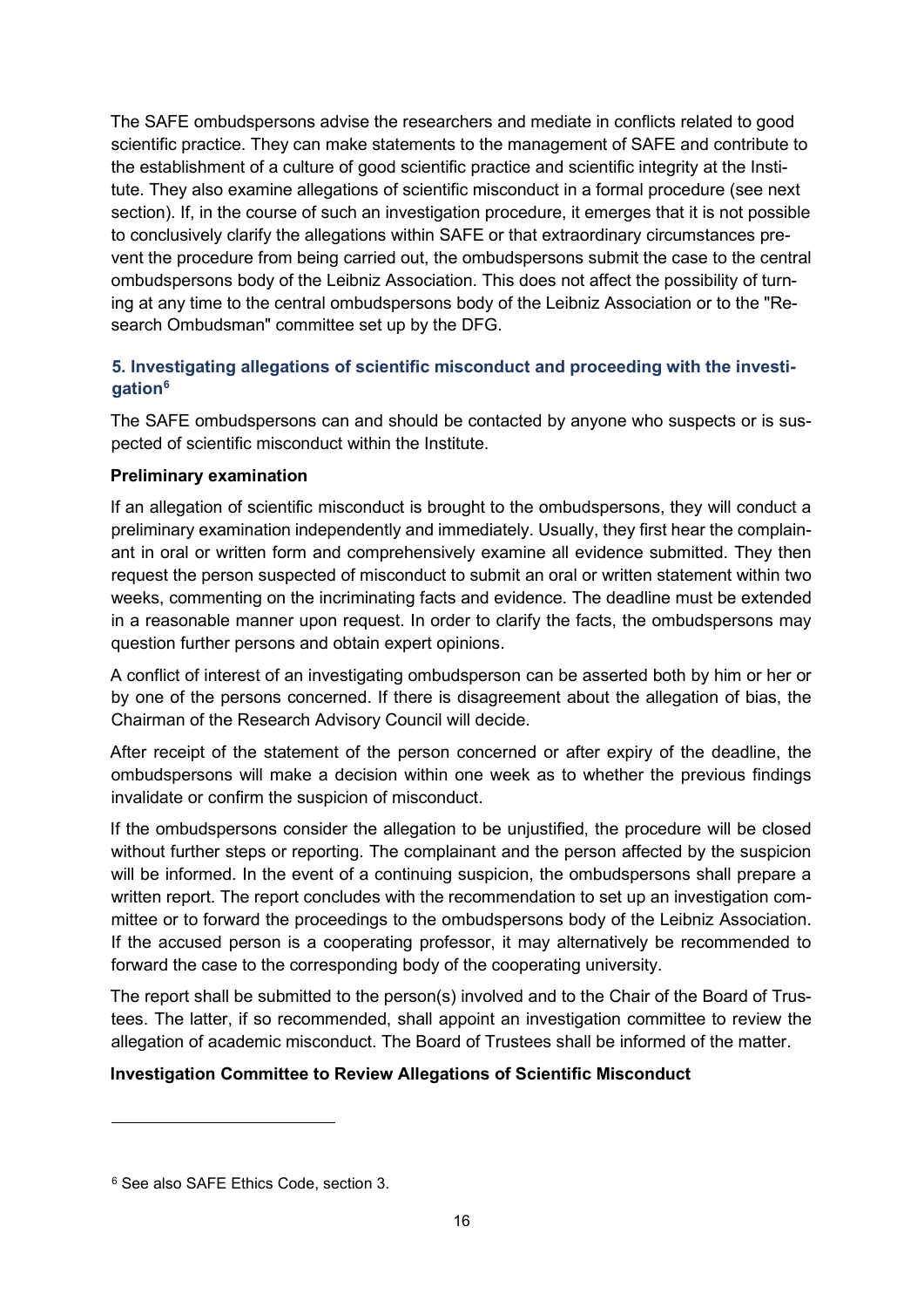The SAFE ombudspersons advise the researchers and mediate in conflicts related to good scientific practice. They can make statements to the management of SAFE and contribute to the establishment of a culture of good scientific practice and scientific integrity at the Institute. They also examine allegations of scientific misconduct in a formal procedure (see next section). If, in the course of such an investigation procedure, it emerges that it is not possible to conclusively clarify the allegations within SAFE or that extraordinary circumstances prevent the procedure from being carried out, the ombudspersons submit the case to the central ombudspersons body of the Leibniz Association. This does not affect the possibility of turning at any time to the central ombudspersons body of the Leibniz Association or to the "Research Ombudsman" committee set up by the DFG.

### 5. Investigating allegations of scientific misconduct and proceeding with the investigation[6]

The SAFE ombudspersons can and should be contacted by anyone who suspects or is suspected of scientific misconduct within the Institute.

**Preliminary examination**

If an allegation of scientific misconduct is brought to the ombudspersons, they will conduct a preliminary examination independently and immediately. Usually, they first hear the complainant in oral or written form and comprehensively examine all evidence submitted. They then request the person suspected of misconduct to submit an oral or written statement within two weeks, commenting on the incriminating facts and evidence. The deadline must be extended in a reasonable manner upon request. In order to clarify the facts, the ombudspersons may question further persons and obtain expert opinions.

A conflict of interest of an investigating ombudsperson can be asserted both by him or her or by one of the persons concerned. If there is disagreement about the allegation of bias, the Chairman of the Research Advisory Council will decide.

After receipt of the statement of the person concerned or after expiry of the deadline, the ombudspersons will make a decision within one week as to whether the previous findings invalidate or confirm the suspicion of misconduct.

If the ombudspersons consider the allegation to be unjustified, the procedure will be closed without further steps or reporting. The complainant and the person affected by the suspicion will be informed. In the event of a continuing suspicion, the ombudspersons shall prepare a written report. The report concludes with the recommendation to set up an investigation committee or to forward the proceedings to the ombudspersons body of the Leibniz Association. If the accused person is a cooperating professor, it may alternatively be recommended to forward the case to the corresponding body of the cooperating university.

The report shall be submitted to the person(s) involved and to the Chair of the Board of Trustees. The latter, if so recommended, shall appoint an investigation committee to review the allegation of academic misconduct. The Board of Trustees shall be informed of the matter.

**Investigation Committee to Review Allegations of Scientific Misconduct**

[6] See also SAFE Ethics Code, section 3.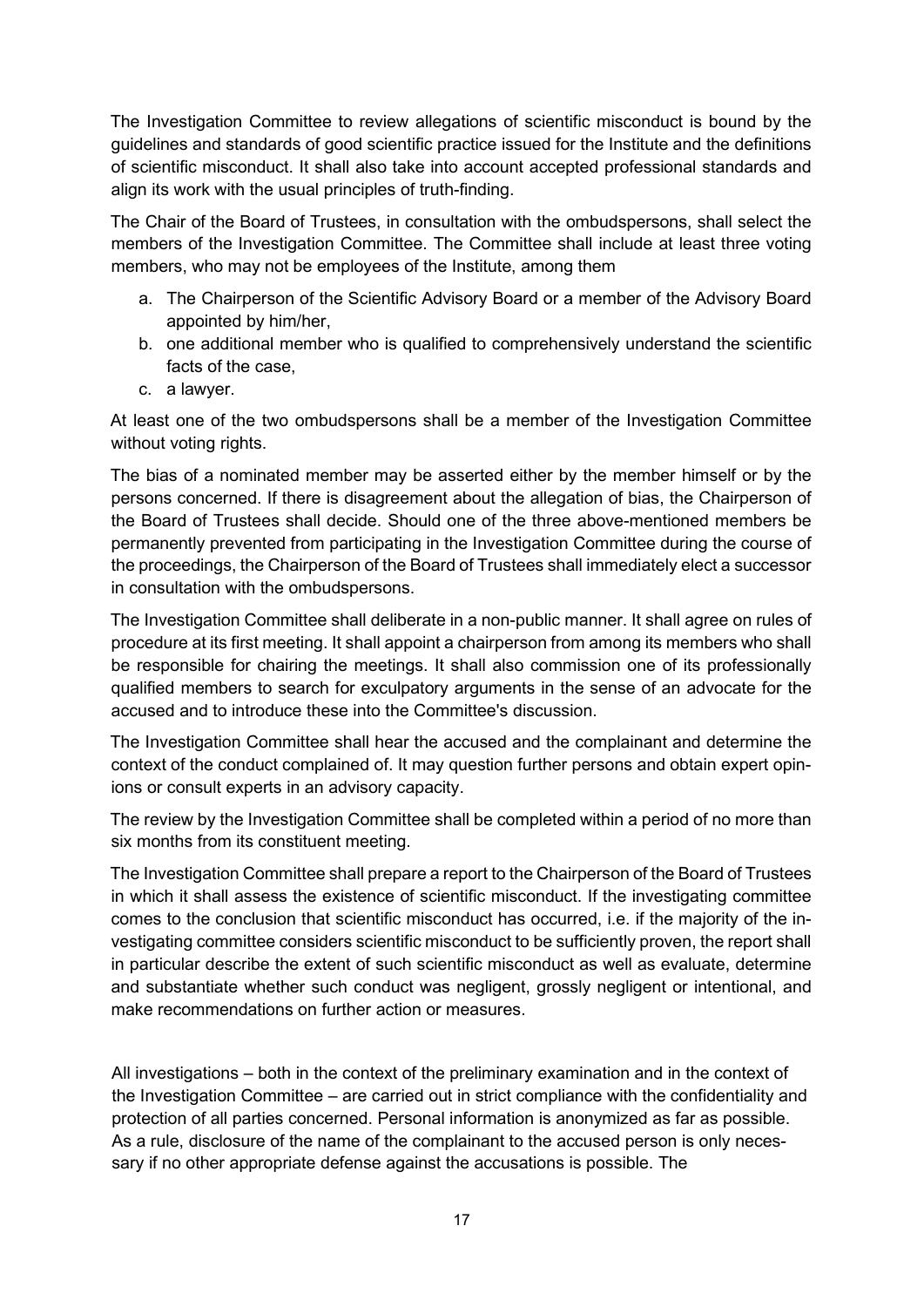The Investigation Committee to review allegations of scientific misconduct is bound by the guidelines and standards of good scientific practice issued for the Institute and the definitions of scientific misconduct. It shall also take into account accepted professional standards and align its work with the usual principles of truth-finding.

The Chair of the Board of Trustees, in consultation with the ombudspersons, shall select the members of the Investigation Committee. The Committee shall include at least three voting members, who may not be employees of the Institute, among them

a. The Chairperson of the Scientific Advisory Board or a member of the Advisory Board appointed by him/her,
b. one additional member who is qualified to comprehensively understand the scientific facts of the case,
c. a lawyer.

At least one of the two ombudspersons shall be a member of the Investigation Committee without voting rights.

The bias of a nominated member may be asserted either by the member himself or by the persons concerned. If there is disagreement about the allegation of bias, the Chairperson of the Board of Trustees shall decide. Should one of the three above-mentioned members be permanently prevented from participating in the Investigation Committee during the course of the proceedings, the Chairperson of the Board of Trustees shall immediately elect a successor in consultation with the ombudspersons.

The Investigation Committee shall deliberate in a non-public manner. It shall agree on rules of procedure at its first meeting. It shall appoint a chairperson from among its members who shall be responsible for chairing the meetings. It shall also commission one of its professionally qualified members to search for exculpatory arguments in the sense of an advocate for the accused and to introduce these into the Committee's discussion.

The Investigation Committee shall hear the accused and the complainant and determine the context of the conduct complained of. It may question further persons and obtain expert opinions or consult experts in an advisory capacity.

The review by the Investigation Committee shall be completed within a period of no more than six months from its constituent meeting.

The Investigation Committee shall prepare a report to the Chairperson of the Board of Trustees in which it shall assess the existence of scientific misconduct. If the investigating committee comes to the conclusion that scientific misconduct has occurred, i.e. if the majority of the investigating committee considers scientific misconduct to be sufficiently proven, the report shall in particular describe the extent of such scientific misconduct as well as evaluate, determine and substantiate whether such conduct was negligent, grossly negligent or intentional, and make recommendations on further action or measures.

All investigations – both in the context of the preliminary examination and in the context of the Investigation Committee – are carried out in strict compliance with the confidentiality and protection of all parties concerned. Personal information is anonymized as far as possible. As a rule, disclosure of the name of the complainant to the accused person is only necessary if no other appropriate defense against the accusations is possible. The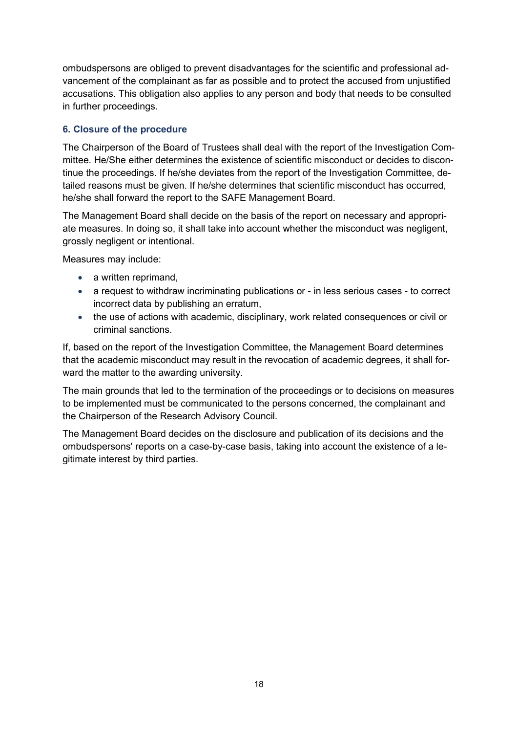ombudspersons are obliged to prevent disadvantages for the scientific and professional advancement of the complainant as far as possible and to protect the accused from unjustified accusations. This obligation also applies to any person and body that needs to be consulted in further proceedings.

### 6. Closure of the procedure

The Chairperson of the Board of Trustees shall deal with the report of the Investigation Committee. He/She either determines the existence of scientific misconduct or decides to discontinue the proceedings. If he/she deviates from the report of the Investigation Committee, detailed reasons must be given. If he/she determines that scientific misconduct has occurred, he/she shall forward the report to the SAFE Management Board.

The Management Board shall decide on the basis of the report on necessary and appropriate measures. In doing so, it shall take into account whether the misconduct was negligent, grossly negligent or intentional.

Measures may include:

- a written reprimand,
- a request to withdraw incriminating publications or - in less serious cases - to correct incorrect data by publishing an erratum,
- the use of actions with academic, disciplinary, work related consequences or civil or criminal sanctions.

If, based on the report of the Investigation Committee, the Management Board determines that the academic misconduct may result in the revocation of academic degrees, it shall forward the matter to the awarding university.

The main grounds that led to the termination of the proceedings or to decisions on measures to be implemented must be communicated to the persons concerned, the complainant and the Chairperson of the Research Advisory Council.

The Management Board decides on the disclosure and publication of its decisions and the ombudspersons' reports on a case-by-case basis, taking into account the existence of a legitimate interest by third parties.